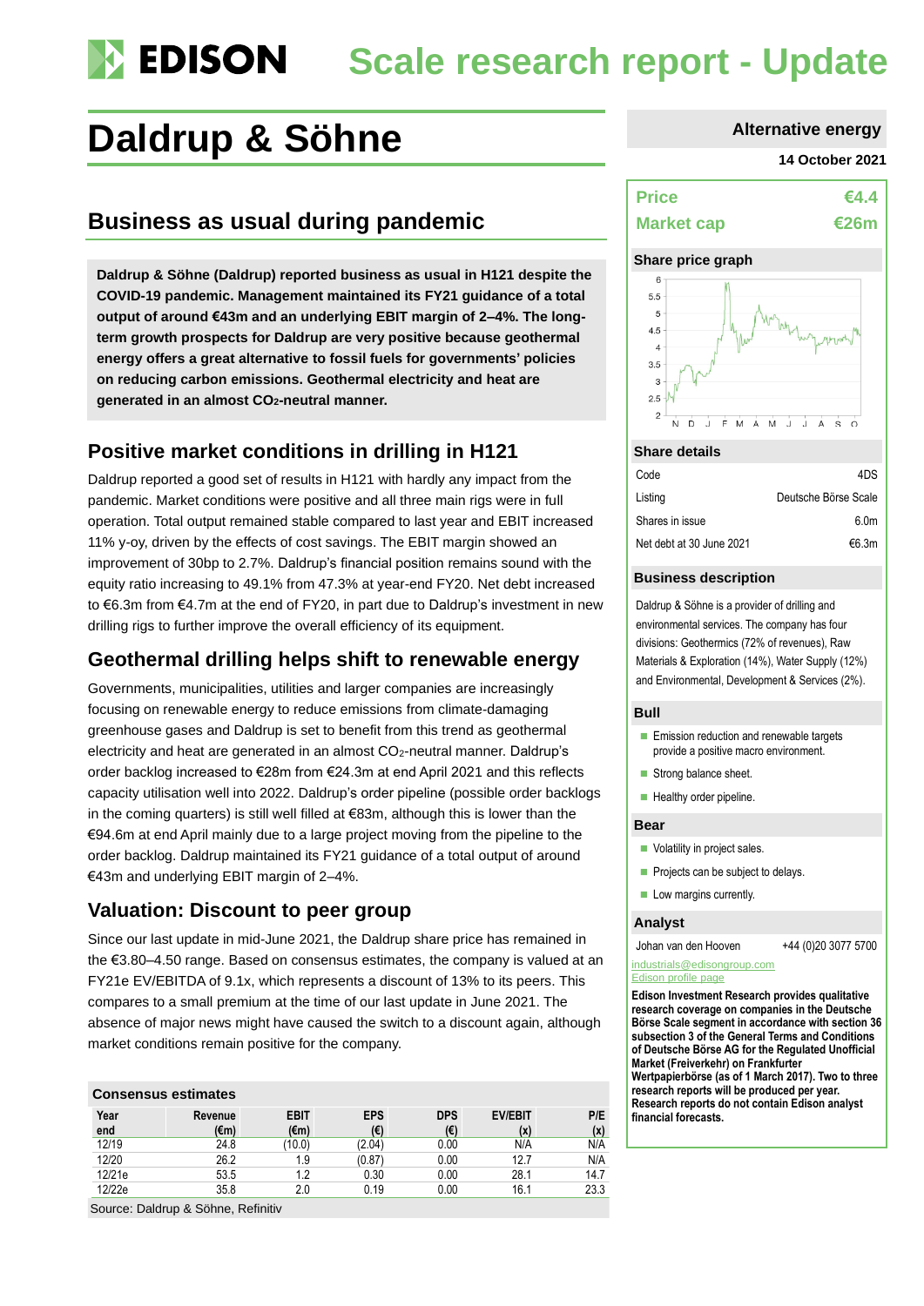# Daldrup & Söhne

## Scale research report - Update

**Alternative energy**

**14 October 2021**

## Business as usual during pandemic

**Daldrup & Söhne (Daldrup) reported business as usual in H121 despite the COVID-19 pandemic. Management maintained its FY21 guidance of a total output of around €43m and an underlying EBIT margin of 2–4%. The long-term growth prospects for Daldrup are very positive because geothermal energy offers a great alternative to fossil fuels for governments' policies on reducing carbon emissions. Geothermal electricity and heat are generated in an almost $CO_2$-neutral manner.**

## Positive market conditions in drilling in H121

Daldrup reported a good set of results in H121 with hardly any impact from the pandemic. Market conditions were positive and all three main rigs were in full operation. Total output remained stable compared to last year and EBIT increased 11% y-oy, driven by the effects of cost savings. The EBIT margin showed an improvement of 30bp to 2.7%. Daldrup's financial position remains sound with the equity ratio increasing to 49.1% from 47.3% at year-end FY20. Net debt increased to €6.3m from €4.7m at the end of FY20, in part due to Daldrup's investment in new drilling rigs to further improve the overall efficiency of its equipment.

## Geothermal drilling helps shift to renewable energy

Governments, municipalities, utilities and larger companies are increasingly focusing on renewable energy to reduce emissions from climate-damaging greenhouse gases and Daldrup is set to benefit from this trend as geothermal electricity and heat are generated in an almost $CO_2$-neutral manner. Daldrup's order backlog increased to €28m from €24.3m at end April 2021 and this reflects capacity utilisation well into 2022. Daldrup's order pipeline (possible order backlogs in the coming quarters) is still well filled at €83m, although this is lower than the €94.6m at end April mainly due to a large project moving from the pipeline to the order backlog. Daldrup maintained its FY21 guidance of a total output of around €43m and underlying EBIT margin of 2–4%.

## Valuation: Discount to peer group

Since our last update in mid-June 2021, the Daldrup share price has remained in the €3.80–4.50 range. Based on consensus estimates, the company is valued at an FY21e EV/EBITDA of 9.1x, which represents a discount of 13% to its peers. This compares to a small premium at the time of our last update in June 2021. The absence of major news might have caused the switch to a discount again, although market conditions remain positive for the company.

**Consensus estimates**

| Year end | Revenue (€m) | EBIT (€m) | EPS (€) | DPS (€) | EV/EBIT (x) | P/E (x) |
|---|---|---|---|---|---|---|
| 12/19 | 24.8 | (10.0) | (2.04) | 0.00 | N/A | N/A |
| 12/20 | 26.2 | 1.9 | (0.87) | 0.00 | 12.7 | N/A |
| 12/21e | 53.5 | 1.2 | 0.30 | 0.00 | 28.1 | 14.7 |
| 12/22e | 35.8 | 2.0 | 0.19 | 0.00 | 16.1 | 23.3 |

Source: Daldrup & Söhne, Refinitiv

| Price | €4.4 |
|---|---|
| Market cap | €26m |

**Share price graph**

**Share details**

| Code | 4DS |
|---|---|
| Listing | Deutsche Börse Scale |
| Shares in issue | 6.0m |
| Net debt at 30 June 2021 | €6.3m |

**Business description**

Daldrup & Söhne is a provider of drilling and environmental services. The company has four divisions: Geothermics (72% of revenues), Raw Materials & Exploration (14%), Water Supply (12%) and Environmental, Development & Services (2%).

**Bull**

- Emission reduction and renewable targets provide a positive macro environment.
- Strong balance sheet.
- Healthy order pipeline.

**Bear**

- Volatility in project sales.
- Projects can be subject to delays.
- Low margins currently.

**Analyst**

Johan van den Hooven +44 (0)20 3077 5700

industrials@edisongroup.com

Edison profile page

**Edison Investment Research provides qualitative research coverage on companies in the Deutsche Börse Scale segment in accordance with section 36 subsection 3 of the General Terms and Conditions of Deutsche Börse AG for the Regulated Unofficial Market (Freiverkehr) on Frankfurter Wertpapierbörse (as of 1 March 2017). Two to three research reports will be produced per year. Research reports do not contain Edison analyst financial forecasts.**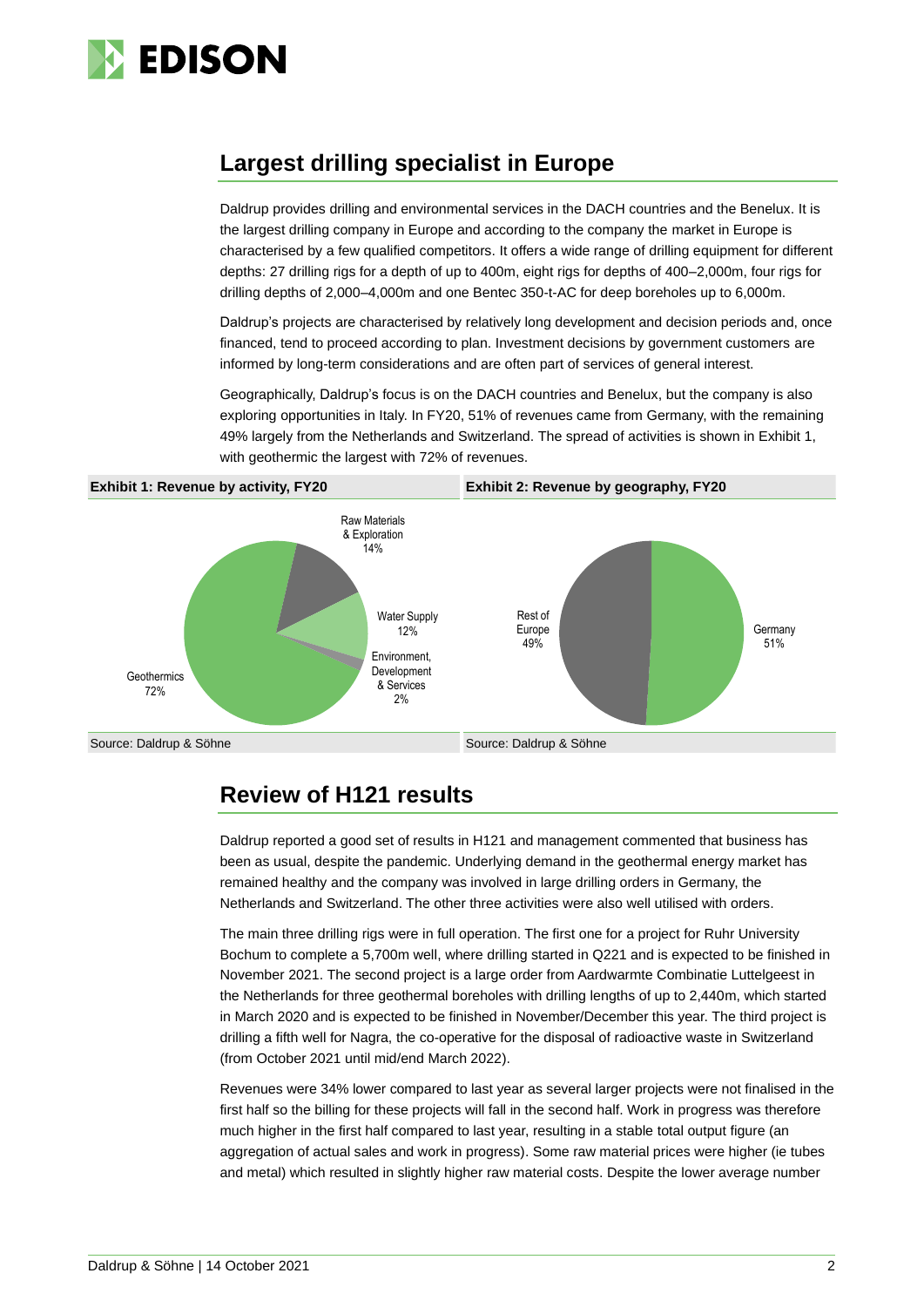## Largest drilling specialist in Europe

Daldrup provides drilling and environmental services in the DACH countries and the Benelux. It is the largest drilling company in Europe and according to the company the market in Europe is characterised by a few qualified competitors. It offers a wide range of drilling equipment for different depths: 27 drilling rigs for a depth of up to 400m, eight rigs for depths of 400–2,000m, four rigs for drilling depths of 2,000–4,000m and one Bentec 350-t-AC for deep boreholes up to 6,000m.

Daldrup's projects are characterised by relatively long development and decision periods and, once financed, tend to proceed according to plan. Investment decisions by government customers are informed by long-term considerations and are often part of services of general interest.

Geographically, Daldrup's focus is on the DACH countries and Benelux, but the company is also exploring opportunities in Italy. In FY20, 51% of revenues came from Germany, with the remaining 49% largely from the Netherlands and Switzerland. The spread of activities is shown in Exhibit 1, with geothermic the largest with 72% of revenues.

**Exhibit 1: Revenue by activity, FY20**

| Activity | Share |
|---|---|
| Geothermics | 72% |
| Raw Materials & Exploration | 14% |
| Water Supply | 12% |
| Environment, Development & Services | 2% |

Source: Daldrup & Söhne

**Exhibit 2: Revenue by geography, FY20**

| Region | Share |
|---|---|
| Germany | 51% |
| Rest of Europe | 49% |

Source: Daldrup & Söhne

## Review of H121 results

Daldrup reported a good set of results in H121 and management commented that business has been as usual, despite the pandemic. Underlying demand in the geothermal energy market has remained healthy and the company was involved in large drilling orders in Germany, the Netherlands and Switzerland. The other three activities were also well utilised with orders.

The main three drilling rigs were in full operation. The first one for a project for Ruhr University Bochum to complete a 5,700m well, where drilling started in Q221 and is expected to be finished in November 2021. The second project is a large order from Aardwarmte Combinatie Luttelgeest in the Netherlands for three geothermal boreholes with drilling lengths of up to 2,440m, which started in March 2020 and is expected to be finished in November/December this year. The third project is drilling a fifth well for Nagra, the co-operative for the disposal of radioactive waste in Switzerland (from October 2021 until mid/end March 2022).

Revenues were 34% lower compared to last year as several larger projects were not finalised in the first half so the billing for these projects will fall in the second half. Work in progress was therefore much higher in the first half compared to last year, resulting in a stable total output figure (an aggregation of actual sales and work in progress). Some raw material prices were higher (ie tubes and metal) which resulted in slightly higher raw material costs. Despite the lower average number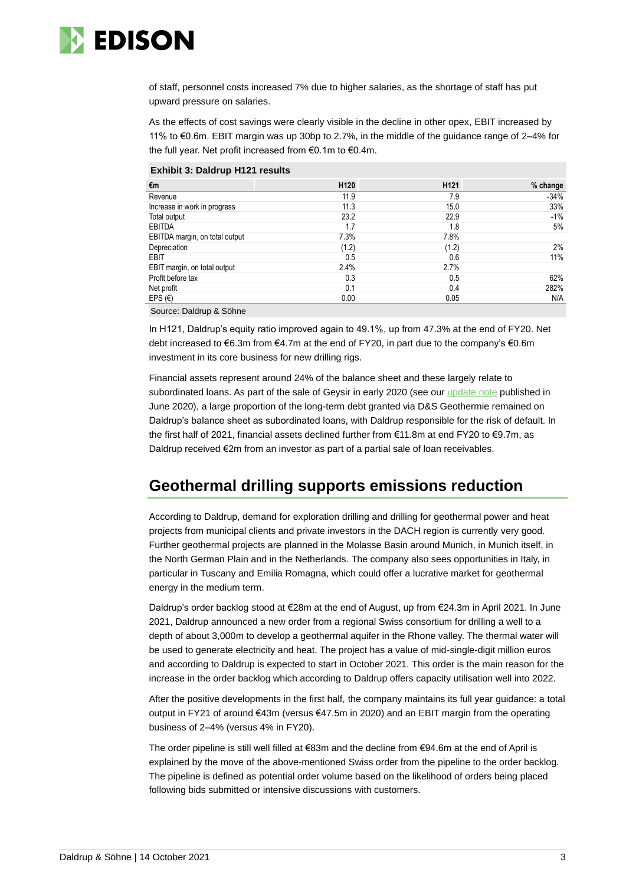of staff, personnel costs increased 7% due to higher salaries, as the shortage of staff has put upward pressure on salaries.

As the effects of cost savings were clearly visible in the decline in other opex, EBIT increased by 11% to €0.6m. EBIT margin was up 30bp to 2.7%, in the middle of the guidance range of 2–4% for the full year. Net profit increased from €0.1m to €0.4m.

**Exhibit 3: Daldrup H121 results**

| €m | H120 | H121 | % change |
|---|---|---|---|
| Revenue | 11.9 | 7.9 | -34% |
| Increase in work in progress | 11.3 | 15.0 | 33% |
| Total output | 23.2 | 22.9 | -1% |
| EBITDA | 1.7 | 1.8 | 5% |
| EBITDA margin, on total output | 7.3% | 7.8% | |
| Depreciation | (1.2) | (1.2) | 2% |
| EBIT | 0.5 | 0.6 | 11% |
| EBIT margin, on total output | 2.4% | 2.7% | |
| Profit before tax | 0.3 | 0.5 | 62% |
| Net profit | 0.1 | 0.4 | 282% |
| EPS (€) | 0.00 | 0.05 | N/A |

Source: Daldrup & Söhne

In H121, Daldrup's equity ratio improved again to 49.1%, up from 47.3% at the end of FY20. Net debt increased to €6.3m from €4.7m at the end of FY20, in part due to the company's €0.6m investment in its core business for new drilling rigs.

Financial assets represent around 24% of the balance sheet and these largely relate to subordinated loans. As part of the sale of Geysir in early 2020 (see our update note published in June 2020), a large proportion of the long-term debt granted via D&S Geothermie remained on Daldrup's balance sheet as subordinated loans, with Daldrup responsible for the risk of default. In the first half of 2021, financial assets declined further from €11.8m at end FY20 to €9.7m, as Daldrup received €2m from an investor as part of a partial sale of loan receivables.

## Geothermal drilling supports emissions reduction

According to Daldrup, demand for exploration drilling and drilling for geothermal power and heat projects from municipal clients and private investors in the DACH region is currently very good. Further geothermal projects are planned in the Molasse Basin around Munich, in Munich itself, in the North German Plain and in the Netherlands. The company also sees opportunities in Italy, in particular in Tuscany and Emilia Romagna, which could offer a lucrative market for geothermal energy in the medium term.

Daldrup's order backlog stood at €28m at the end of August, up from €24.3m in April 2021. In June 2021, Daldrup announced a new order from a regional Swiss consortium for drilling a well to a depth of about 3,000m to develop a geothermal aquifer in the Rhone valley. The thermal water will be used to generate electricity and heat. The project has a value of mid-single-digit million euros and according to Daldrup is expected to start in October 2021. This order is the main reason for the increase in the order backlog which according to Daldrup offers capacity utilisation well into 2022.

After the positive developments in the first half, the company maintains its full year guidance: a total output in FY21 of around €43m (versus €47.5m in 2020) and an EBIT margin from the operating business of 2–4% (versus 4% in FY20).

The order pipeline is still well filled at €83m and the decline from €94.6m at the end of April is explained by the move of the above-mentioned Swiss order from the pipeline to the order backlog. The pipeline is defined as potential order volume based on the likelihood of orders being placed following bids submitted or intensive discussions with customers.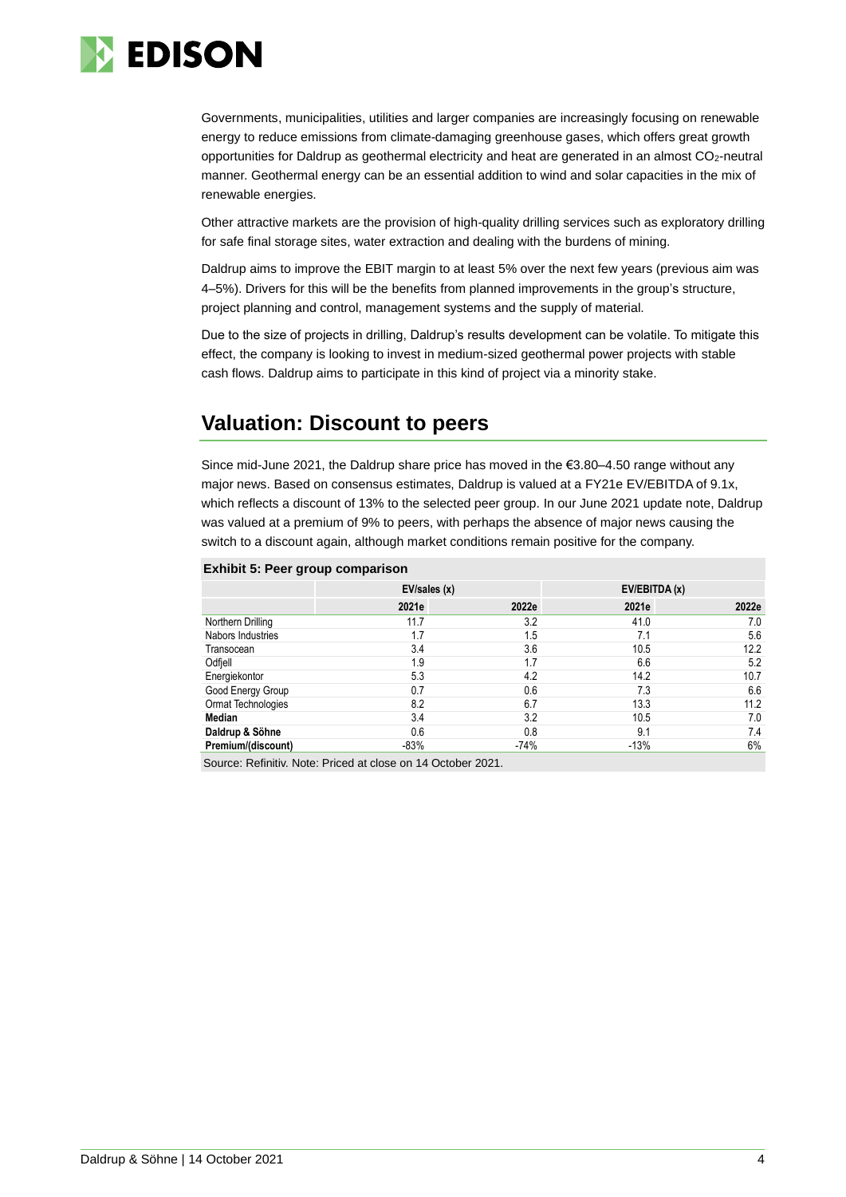Governments, municipalities, utilities and larger companies are increasingly focusing on renewable energy to reduce emissions from climate-damaging greenhouse gases, which offers great growth opportunities for Daldrup as geothermal electricity and heat are generated in an almost $CO_2$-neutral manner. Geothermal energy can be an essential addition to wind and solar capacities in the mix of renewable energies.

Other attractive markets are the provision of high-quality drilling services such as exploratory drilling for safe final storage sites, water extraction and dealing with the burdens of mining.

Daldrup aims to improve the EBIT margin to at least 5% over the next few years (previous aim was 4–5%). Drivers for this will be the benefits from planned improvements in the group's structure, project planning and control, management systems and the supply of material.

Due to the size of projects in drilling, Daldrup's results development can be volatile. To mitigate this effect, the company is looking to invest in medium-sized geothermal power projects with stable cash flows. Daldrup aims to participate in this kind of project via a minority stake.

## Valuation: Discount to peers

Since mid-June 2021, the Daldrup share price has moved in the €3.80–4.50 range without any major news. Based on consensus estimates, Daldrup is valued at a FY21e EV/EBITDA of 9.1x, which reflects a discount of 13% to the selected peer group. In our June 2021 update note, Daldrup was valued at a premium of 9% to peers, with perhaps the absence of major news causing the switch to a discount again, although market conditions remain positive for the company.

**Exhibit 5: Peer group comparison**

| | EV/sales (x) | | EV/EBITDA (x) | |
|---|---|---|---|---|
| | 2021e | 2022e | 2021e | 2022e |
| Northern Drilling | 11.7 | 3.2 | 41.0 | 7.0 |
| Nabors Industries | 1.7 | 1.5 | 7.1 | 5.6 |
| Transocean | 3.4 | 3.6 | 10.5 | 12.2 |
| Odfjell | 1.9 | 1.7 | 6.6 | 5.2 |
| Energiekontor | 5.3 | 4.2 | 14.2 | 10.7 |
| Good Energy Group | 0.7 | 0.6 | 7.3 | 6.6 |
| Ormat Technologies | 8.2 | 6.7 | 13.3 | 11.2 |
| **Median** | 3.4 | 3.2 | 10.5 | 7.0 |
| **Daldrup & Söhne** | 0.6 | 0.8 | 9.1 | 7.4 |
| **Premium/(discount)** | -83% | -74% | -13% | 6% |

Source: Refinitiv. Note: Priced at close on 14 October 2021.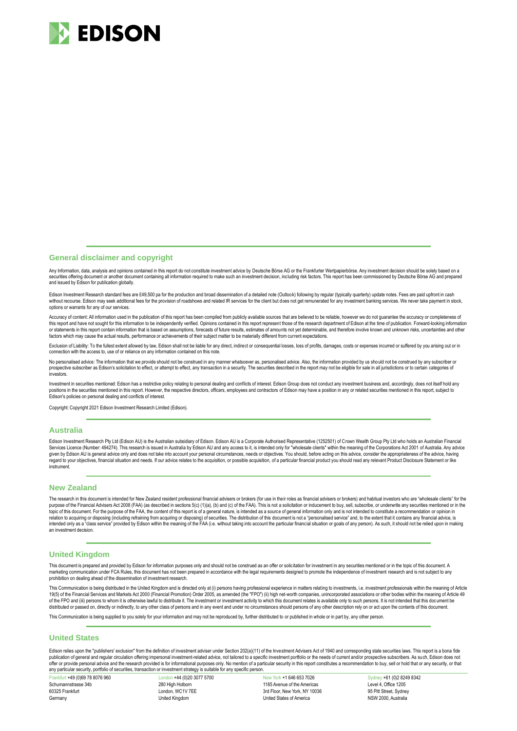# EDISON

## General disclaimer and copyright

Any Information, data, analysis and opinions contained in this report do not constitute investment advice by Deutsche Börse AG or the Frankfurter Wertpapierbörse. Any investment decision should be solely based on a securities offering document or another document containing all information required to make such an investment decision, including risk factors. This report has been commissioned by Deutsche Börse AG and prepared and issued by Edison for publication globally.

Edison Investment Research standard fees are £49,500 pa for the production and broad dissemination of a detailed note (Outlook) following by regular (typically quarterly) update notes. Fees are paid upfront in cash without recourse. Edison may seek additional fees for the provision of roadshows and related IR services for the client but does not get remunerated for any investment banking services. We never take payment in stock, options or warrants for any of our services.

Accuracy of content: All information used in the publication of this report has been compiled from publicly available sources that are believed to be reliable, however we do not guarantee the accuracy or completeness of this report and have not sought for this information to be independently verified. Opinions contained in this report represent those of the research department of Edison at the time of publication. Forward-looking information or statements in this report contain information that is based on assumptions, forecasts of future results, estimates of amounts not yet determinable, and therefore involve known and unknown risks, uncertainties and other factors which may cause the actual results, performance or achievements of their subject matter to be materially different from current expectations.

Exclusion of Liability: To the fullest extent allowed by law, Edison shall not be liable for any direct, indirect or consequential losses, loss of profits, damages, costs or expenses incurred or suffered by you arising out or in connection with the access to, use of or reliance on any information contained on this note.

No personalised advice: The information that we provide should not be construed in any manner whatsoever as, personalised advice. Also, the information provided by us should not be construed by any subscriber or prospective subscriber as Edison's solicitation to effect, or attempt to effect, any transaction in a security. The securities described in the report may not be eligible for sale in all jurisdictions or to certain categories of investors.

Investment in securities mentioned: Edison has a restrictive policy relating to personal dealing and conflicts of interest. Edison Group does not conduct any investment business and, accordingly, does not itself hold any positions in the securities mentioned in this report. However, the respective directors, officers, employees and contractors of Edison may have a position in any or related securities mentioned in this report, subject to Edison's policies on personal dealing and conflicts of interest.

Copyright: Copyright 2021 Edison Investment Research Limited (Edison).

## Australia

Edison Investment Research Pty Ltd (Edison AU) is the Australian subsidiary of Edison. Edison AU is a Corporate Authorised Representative (1252501) of Crown Wealth Group Pty Ltd who holds an Australian Financial Services Licence (Number: 494274). This research is issued in Australia by Edison AU and any access to it, is intended only for "wholesale clients" within the meaning of the Corporations Act 2001 of Australia. Any advice given by Edison AU is general advice only and does not take into account your personal circumstances, needs or objectives. You should, before acting on this advice, consider the appropriateness of the advice, having regard to your objectives, financial situation and needs. If our advice relates to the acquisition, or possible acquisition, of a particular financial product you should read any relevant Product Disclosure Statement or like instrument.

## New Zealand

The research in this document is intended for New Zealand resident professional financial advisers or brokers (for use in their roles as financial advisers or brokers) and habitual investors who are "wholesale clients" for the purpose of the Financial Advisers Act 2008 (FAA) (as described in sections 5(c) (1)(a), (b) and (c) of the FAA). This is not a solicitation or inducement to buy, sell, subscribe, or underwrite any securities mentioned or in the topic of this document. For the purpose of the FAA, the content of this report is of a general nature, is intended as a source of general information only and is not intended to constitute a recommendation or opinion in relation to acquiring or disposing (including refraining from acquiring or disposing) of securities. The distribution of this document is not a "personalised service" and, to the extent that it contains any financial advice, is intended only as a "class service" provided by Edison within the meaning of the FAA (i.e. without taking into account the particular financial situation or goals of any person). As such, it should not be relied upon in making an investment decision.

## United Kingdom

This document is prepared and provided by Edison for information purposes only and should not be construed as an offer or solicitation for investment in any securities mentioned or in the topic of this document. A marketing communication under FCA Rules, this document has not been prepared in accordance with the legal requirements designed to promote the independence of investment research and is not subject to any prohibition on dealing ahead of the dissemination of investment research.

This Communication is being distributed in the United Kingdom and is directed only at (i) persons having professional experience in matters relating to investments, i.e. investment professionals within the meaning of Article 19(5) of the Financial Services and Markets Act 2000 (Financial Promotion) Order 2005, as amended (the "FPO") (ii) high net-worth companies, unincorporated associations or other bodies within the meaning of Article 49 of the FPO and (iii) persons to whom it is otherwise lawful to distribute it. The investment or investment activity to which this document relates is available only to such persons. It is not intended that this document be distributed or passed on, directly or indirectly, to any other class of persons and in any event and under no circumstances should persons of any other description rely on or act upon the contents of this document.

This Communication is being supplied to you solely for your information and may not be reproduced by, further distributed to or published in whole or in part by, any other person.

## United States

Edison relies upon the "publishers' exclusion" from the definition of investment adviser under Section 202(a)(11) of the Investment Advisers Act of 1940 and corresponding state securities laws. This report is a bona fide publication of general and regular circulation offering impersonal investment-related advice, not tailored to a specific investment portfolio or the needs of current and/or prospective subscribers. As such, Edison does not offer or provide personal advice and the research provided is for informational purposes only. No mention of a particular security in this report constitutes a recommendation to buy, sell or hold that or any security, or that any particular security, portfolio of securities, transaction or investment strategy is suitable for any specific person.

Frankfurt +49 (0)69 78 8076 960
Schumannstrasse 34b
60325 Frankfurt
Germany

London +44 (0)20 3077 5700
280 High Holborn
London, WC1V 7EE
United Kingdom

New York +1 646 653 7026
1185 Avenue of the Americas
3rd Floor, New York, NY 10036
United States of America

Sydney +61 (0)2 8249 8342
Level 4, Office 1205
95 Pitt Street, Sydney
NSW 2000, Australia